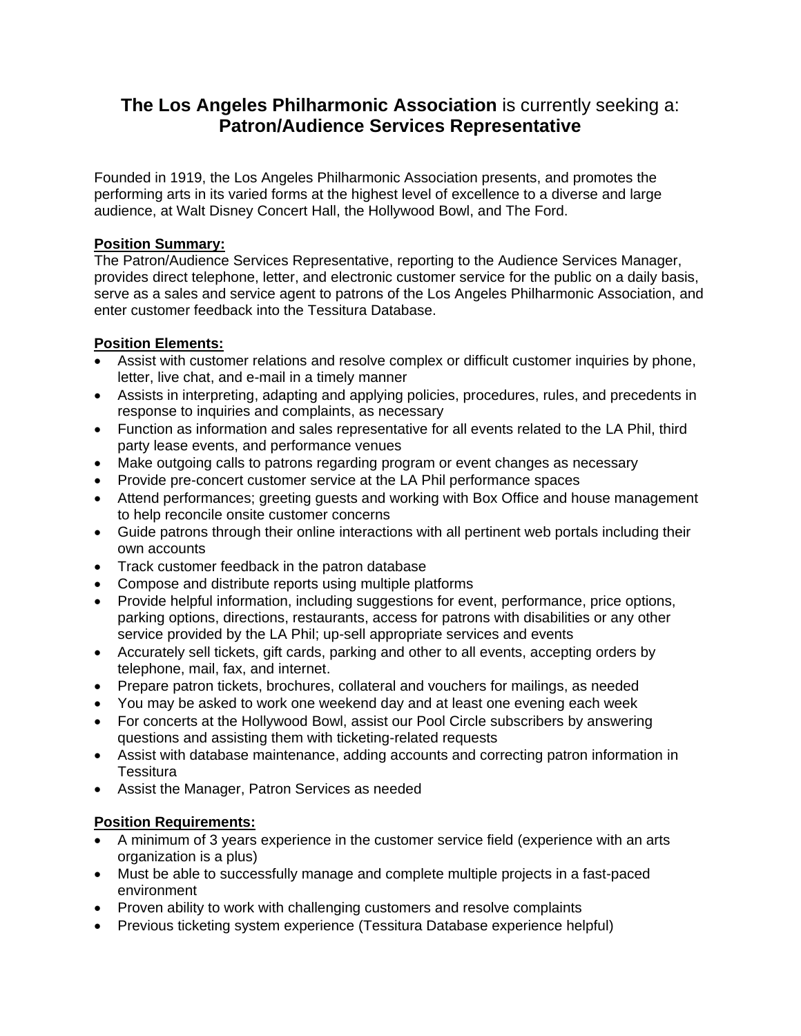# **The Los Angeles Philharmonic Association** is currently seeking a: **Patron/Audience Services Representative**

Founded in 1919, the Los Angeles Philharmonic Association presents, and promotes the performing arts in its varied forms at the highest level of excellence to a diverse and large audience, at Walt Disney Concert Hall, the Hollywood Bowl, and The Ford.

**Position Summary:**
The Patron/Audience Services Representative, reporting to the Audience Services Manager, provides direct telephone, letter, and electronic customer service for the public on a daily basis, serve as a sales and service agent to patrons of the Los Angeles Philharmonic Association, and enter customer feedback into the Tessitura Database.

**Position Elements:**

- Assist with customer relations and resolve complex or difficult customer inquiries by phone, letter, live chat, and e-mail in a timely manner
- Assists in interpreting, adapting and applying policies, procedures, rules, and precedents in response to inquiries and complaints, as necessary
- Function as information and sales representative for all events related to the LA Phil, third party lease events, and performance venues
- Make outgoing calls to patrons regarding program or event changes as necessary
- Provide pre-concert customer service at the LA Phil performance spaces
- Attend performances; greeting guests and working with Box Office and house management to help reconcile onsite customer concerns
- Guide patrons through their online interactions with all pertinent web portals including their own accounts
- Track customer feedback in the patron database
- Compose and distribute reports using multiple platforms
- Provide helpful information, including suggestions for event, performance, price options, parking options, directions, restaurants, access for patrons with disabilities or any other service provided by the LA Phil; up-sell appropriate services and events
- Accurately sell tickets, gift cards, parking and other to all events, accepting orders by telephone, mail, fax, and internet.
- Prepare patron tickets, brochures, collateral and vouchers for mailings, as needed
- You may be asked to work one weekend day and at least one evening each week
- For concerts at the Hollywood Bowl, assist our Pool Circle subscribers by answering questions and assisting them with ticketing-related requests
- Assist with database maintenance, adding accounts and correcting patron information in Tessitura
- Assist the Manager, Patron Services as needed

**Position Requirements:**

- A minimum of 3 years experience in the customer service field (experience with an arts organization is a plus)
- Must be able to successfully manage and complete multiple projects in a fast-paced environment
- Proven ability to work with challenging customers and resolve complaints
- Previous ticketing system experience (Tessitura Database experience helpful)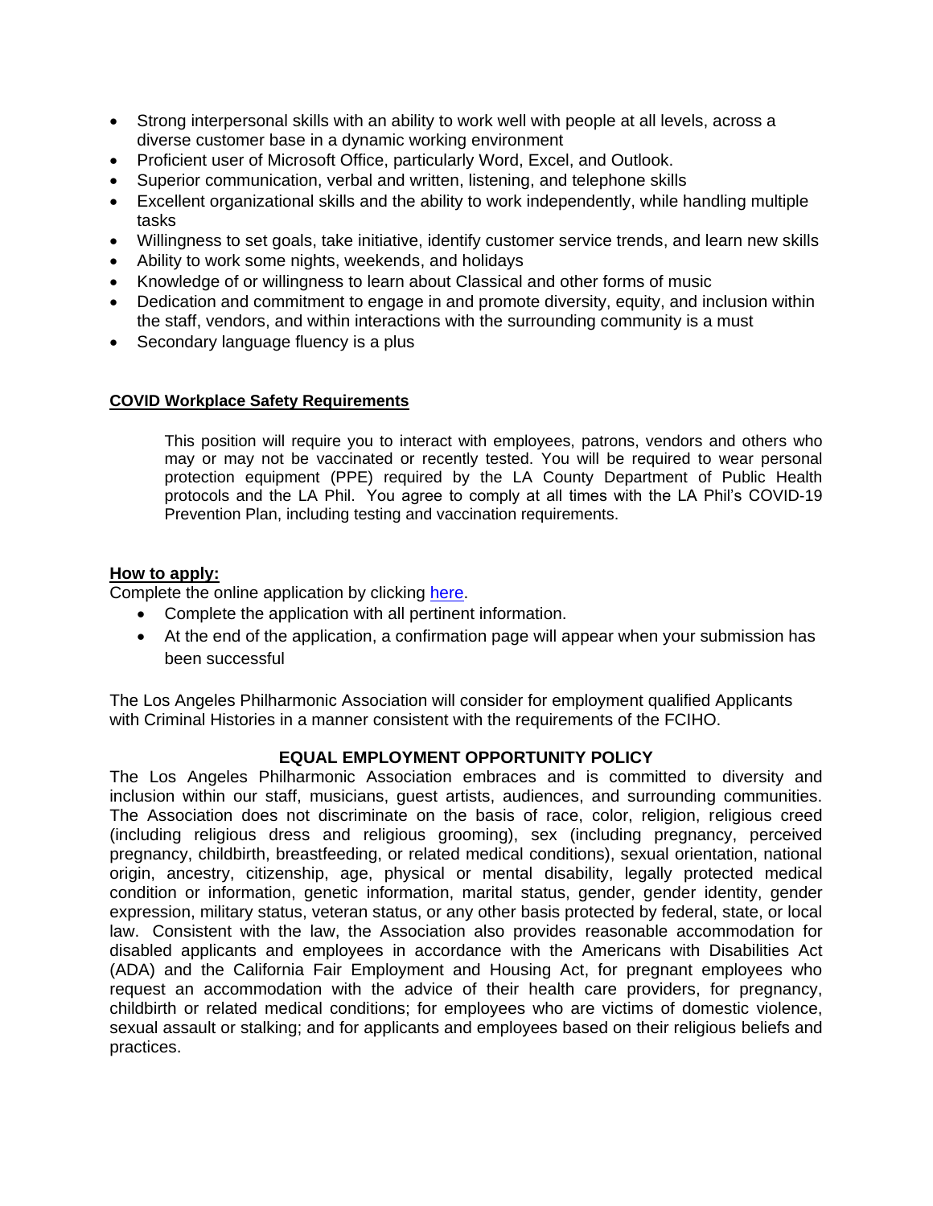- Strong interpersonal skills with an ability to work well with people at all levels, across a diverse customer base in a dynamic working environment
- Proficient user of Microsoft Office, particularly Word, Excel, and Outlook.
- Superior communication, verbal and written, listening, and telephone skills
- Excellent organizational skills and the ability to work independently, while handling multiple tasks
- Willingness to set goals, take initiative, identify customer service trends, and learn new skills
- Ability to work some nights, weekends, and holidays
- Knowledge of or willingness to learn about Classical and other forms of music
- Dedication and commitment to engage in and promote diversity, equity, and inclusion within the staff, vendors, and within interactions with the surrounding community is a must
- Secondary language fluency is a plus

**COVID Workplace Safety Requirements**

> This position will require you to interact with employees, patrons, vendors and others who may or may not be vaccinated or recently tested. You will be required to wear personal protection equipment (PPE) required by the LA County Department of Public Health protocols and the LA Phil. You agree to comply at all times with the LA Phil's COVID-19 Prevention Plan, including testing and vaccination requirements.

**How to apply:**

Complete the online application by clicking here.

- Complete the application with all pertinent information.
- At the end of the application, a confirmation page will appear when your submission has been successful

The Los Angeles Philharmonic Association will consider for employment qualified Applicants with Criminal Histories in a manner consistent with the requirements of the FCIHO.

**EQUAL EMPLOYMENT OPPORTUNITY POLICY**

The Los Angeles Philharmonic Association embraces and is committed to diversity and inclusion within our staff, musicians, guest artists, audiences, and surrounding communities. The Association does not discriminate on the basis of race, color, religion, religious creed (including religious dress and religious grooming), sex (including pregnancy, perceived pregnancy, childbirth, breastfeeding, or related medical conditions), sexual orientation, national origin, ancestry, citizenship, age, physical or mental disability, legally protected medical condition or information, genetic information, marital status, gender, gender identity, gender expression, military status, veteran status, or any other basis protected by federal, state, or local law. Consistent with the law, the Association also provides reasonable accommodation for disabled applicants and employees in accordance with the Americans with Disabilities Act (ADA) and the California Fair Employment and Housing Act, for pregnant employees who request an accommodation with the advice of their health care providers, for pregnancy, childbirth or related medical conditions; for employees who are victims of domestic violence, sexual assault or stalking; and for applicants and employees based on their religious beliefs and practices.